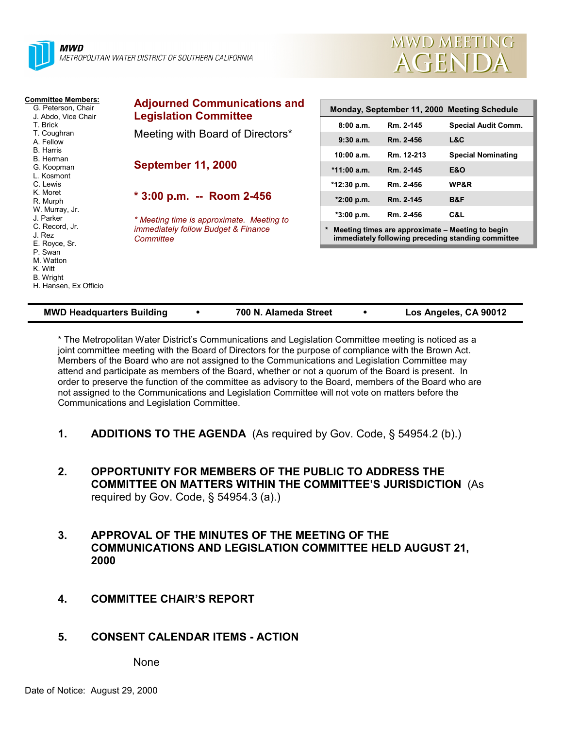**MWD**
*METROPOLITAN WATER DISTRICT OF SOUTHERN CALIFORNIA*

# MWD MEETING AGENDA

**Committee Members:**
G. Peterson, Chair
J. Abdo, Vice Chair
T. Brick
T. Coughran
A. Fellow
B. Harris
B. Herman
G. Koopman
L. Kosmont
C. Lewis
K. Moret
R. Murph
W. Murray, Jr.
J. Parker
C. Record, Jr.
J. Rez
E. Royce, Sr.
P. Swan
M. Watton
K. Witt
B. Wright
H. Hansen, Ex Officio

## Adjourned Communications and Legislation Committee

Meeting with Board of Directors*

**September 11, 2000**

**\* 3:00 p.m. -- Room 2-456**

*\* Meeting time is approximate. Meeting to immediately follow Budget & Finance Committee*

| Monday, September 11, 2000 Meeting Schedule | | |
|---|---|---|
| 8:00 a.m. | Rm. 2-145 | Special Audit Comm. |
| 9:30 a.m. | Rm. 2-456 | L&C |
| 10:00 a.m. | Rm. 12-213 | Special Nominating |
| *11:00 a.m. | Rm. 2-145 | E&O |
| *12:30 p.m. | Rm. 2-456 | WP&R |
| *2:00 p.m. | Rm. 2-145 | B&F |
| *3:00 p.m. | Rm. 2-456 | C&L |

\* Meeting times are approximate – Meeting to begin immediately following preceding standing committee

**MWD Headquarters Building • 700 N. Alameda Street • Los Angeles, CA 90012**

\* The Metropolitan Water District's Communications and Legislation Committee meeting is noticed as a joint committee meeting with the Board of Directors for the purpose of compliance with the Brown Act. Members of the Board who are not assigned to the Communications and Legislation Committee may attend and participate as members of the Board, whether or not a quorum of the Board is present. In order to preserve the function of the committee as advisory to the Board, members of the Board who are not assigned to the Communications and Legislation Committee will not vote on matters before the Communications and Legislation Committee.

1. **ADDITIONS TO THE AGENDA** (As required by Gov. Code, § 54954.2 (b).)

2. **OPPORTUNITY FOR MEMBERS OF THE PUBLIC TO ADDRESS THE COMMITTEE ON MATTERS WITHIN THE COMMITTEE'S JURISDICTION** (As required by Gov. Code, § 54954.3 (a).)

3. **APPROVAL OF THE MINUTES OF THE MEETING OF THE COMMUNICATIONS AND LEGISLATION COMMITTEE HELD AUGUST 21, 2000**

4. **COMMITTEE CHAIR'S REPORT**

5. **CONSENT CALENDAR ITEMS - ACTION**

   None

Date of Notice: August 29, 2000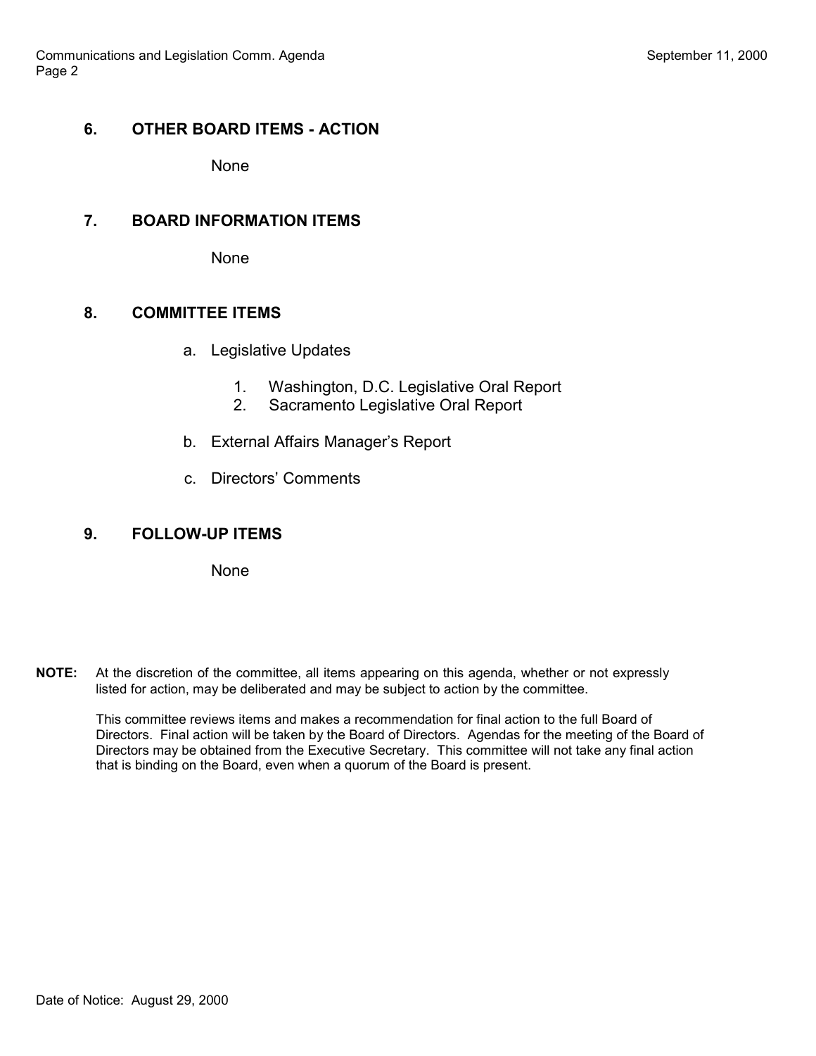## 6. OTHER BOARD ITEMS - ACTION

None

## 7. BOARD INFORMATION ITEMS

None

## 8. COMMITTEE ITEMS

a. Legislative Updates

   1. Washington, D.C. Legislative Oral Report
   2. Sacramento Legislative Oral Report

b. External Affairs Manager's Report

c. Directors' Comments

## 9. FOLLOW-UP ITEMS

None

**NOTE:** At the discretion of the committee, all items appearing on this agenda, whether or not expressly listed for action, may be deliberated and may be subject to action by the committee.

This committee reviews items and makes a recommendation for final action to the full Board of Directors. Final action will be taken by the Board of Directors. Agendas for the meeting of the Board of Directors may be obtained from the Executive Secretary. This committee will not take any final action that is binding on the Board, even when a quorum of the Board is present.

Date of Notice: August 29, 2000